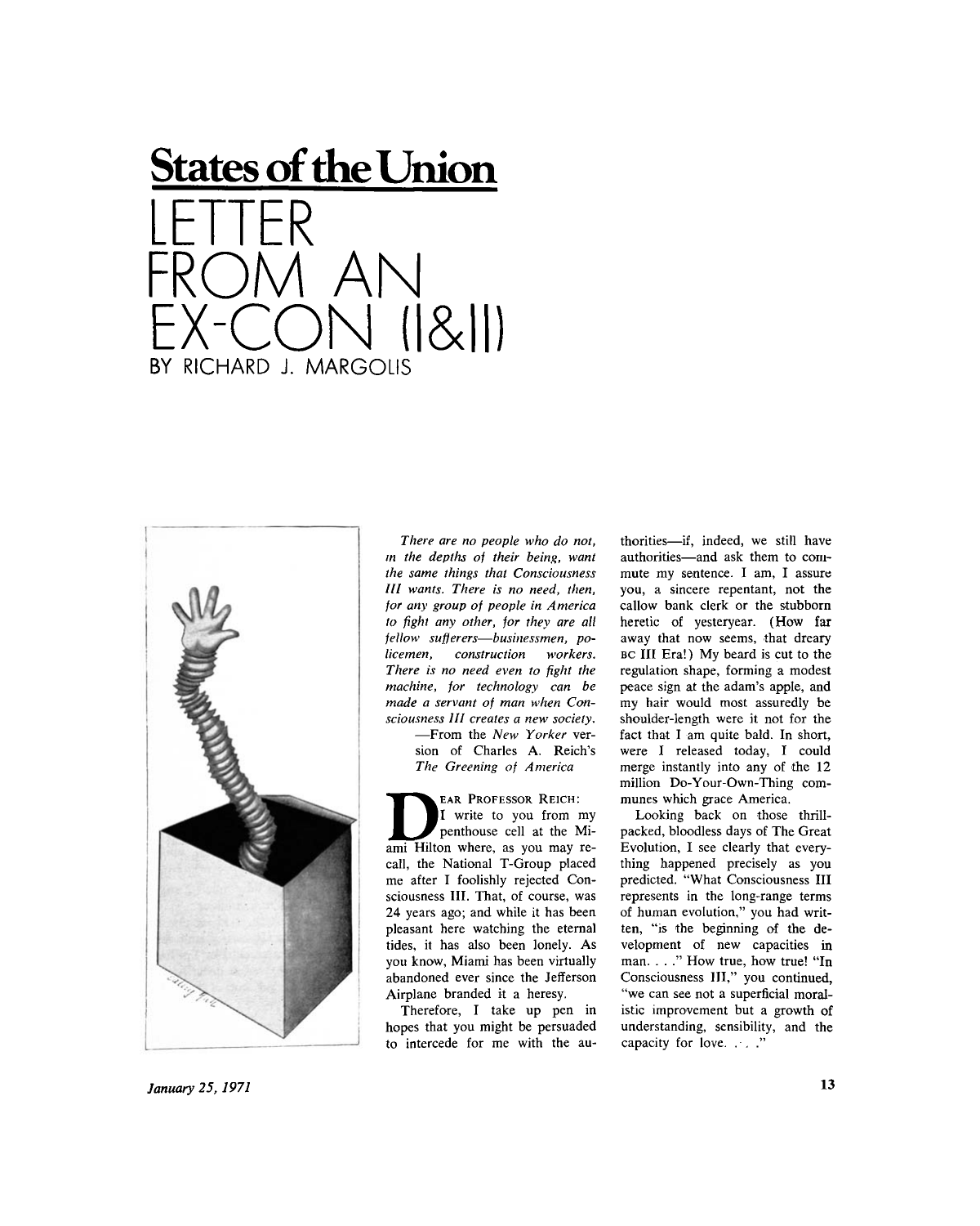# States of the Union

# LETTER FROM AN EX-CON (I&II)

BY RICHARD J. MARGOLIS

*There are no people who do not, in the depths of their being, want the same things that Consciousness III wants. There is no need, then, for any group of people in America to fight any other, for they are all fellow sufferers—businessmen, policemen, construction workers. There is no need even to fight the machine, for technology can be made a servant of man when Consciousness III creates a new society.*

—From the *New Yorker* version of Charles A. Reich's *The Greening of America*

DEAR PROFESSOR REICH:

I write to you from my penthouse cell at the Miami Hilton where, as you may recall, the National T-Group placed me after I foolishly rejected Consciousness III. That, of course, was 24 years ago; and while it has been pleasant here watching the eternal tides, it has also been lonely. As you know, Miami has been virtually abandoned ever since the Jefferson Airplane branded it a heresy.

Therefore, I take up pen in hopes that you might be persuaded to intercede for me with the authorities—if, indeed, we still have authorities—and ask them to commute my sentence. I am, I assure you, a sincere repentant, not the callow bank clerk or the stubborn heretic of yesteryear. (How far away that now seems, that dreary BC III Era!) My beard is cut to the regulation shape, forming a modest peace sign at the adam's apple, and my hair would most assuredly be shoulder-length were it not for the fact that I am quite bald. In short, were I released today, I could merge instantly into any of the 12 million Do-Your-Own-Thing communes which grace America.

Looking back on those thrill-packed, bloodless days of The Great Evolution, I see clearly that everything happened precisely as you predicted. "What Consciousness III represents in the long-range terms of human evolution," you had written, "is the beginning of the development of new capacities in man. . . ." How true, how true! "In Consciousness III," you continued, "we can see not a superficial moralistic improvement but a growth of understanding, sensibility, and the capacity for love. . . ."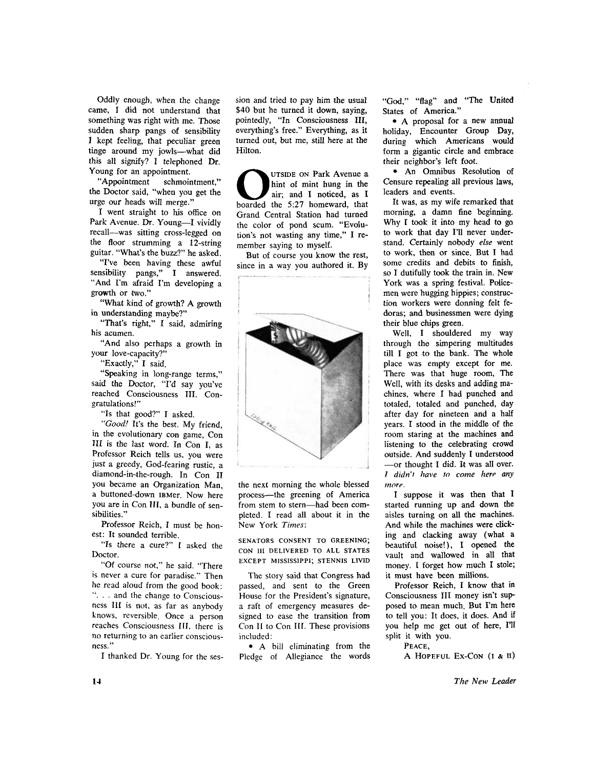Oddly enough, when the change came, I did not understand that something was right with me. Those sudden sharp pangs of sensibility I kept feeling, that peculiar green tinge around my jowls—what did this all signify? I telephoned Dr. Young for an appointment.

"Appointment schmointment," the Doctor said, "when you get the urge our heads will merge."

I went straight to his office on Park Avenue. Dr. Young—I vividly recall—was sitting cross-legged on the floor strumming a 12-string guitar. "What's the buzz?" he asked.

"I've been having these awful sensibility pangs," I answered. "And I'm afraid I'm developing a growth or two."

"What kind of growth? A growth in understanding maybe?"

"That's right," I said, admiring his acumen.

"And also perhaps a growth in your love-capacity?"

"Exactly," I said.

"Speaking in long-range terms," said the Doctor, "I'd say you've reached Consciousness III. Congratulations!"

"Is that good?" I asked.

*"Good!* It's the best. My friend, in the evolutionary con game, Con III is the last word. In Con I, as Professor Reich tells us, you were just a greedy, God-fearing rustic, a diamond-in-the-rough. In Con II you became an Organization Man, a buttoned-down IBMer. Now here you are in Con III, a bundle of sensibilities."

Professor Reich, I must be honest: It sounded terrible.

"Is there a cure?" I asked the Doctor.

"Of course not," he said. "There is never a cure for paradise." Then he read aloud from the good book: ". . . and the change to Consciousness III is not, as far as anybody knows, reversible. Once a person reaches Consciousness III, there is no returning to an earlier consciousness."

I thanked Dr. Young for the session and tried to pay him the usual $40 but he turned it down, saying, pointedly, "In Consciousness III, everything's free." Everything, as it turned out, but me, still here at the Hilton.

Outside on Park Avenue a hint of mint hung in the air; and I noticed, as I boarded the 5:27 homeward, that Grand Central Station had turned the color of pond scum. "Evolution's not wasting any time," I remember saying to myself.

But of course you know the rest, since in a way you authored it. By the next morning the whole blessed process—the greening of America from stem to stern—had been completed. I read all about it in the New York *Times*:

SENATORS CONSENT TO GREENING; CON III DELIVERED TO ALL STATES EXCEPT MISSISSIPPI; STENNIS LIVID

The story said that Congress had passed, and sent to the Green House for the President's signature, a raft of emergency measures designed to ease the transition from Con II to Con III. These provisions included:

- A bill eliminating from the Pledge of Allegiance the words "God," "flag" and "The United States of America."
- A proposal for a new annual holiday, Encounter Group Day, during which Americans would form a gigantic circle and embrace their neighbor's left foot.
- An Omnibus Resolution of Censure repealing all previous laws, leaders and events.

It was, as my wife remarked that morning, a damn fine beginning. Why I took it into my head to go to work that day I'll never understand. Certainly nobody *else* went to work, then or since. But I had some credits and debits to finish, so I dutifully took the train in. New York was a spring festival. Policemen were hugging hippies; construction workers were donning felt fedoras; and businessmen were dying their blue chips green.

Well, I shouldered my way through the simpering multitudes till I got to the bank. The whole place was empty except for me. There was that huge room, The Well, with its desks and adding machines, where I had punched and totaled, totaled and punched, day after day for nineteen and a half years. I stood in the middle of the room staring at the machines and listening to the celebrating crowd outside. And suddenly I understood —or thought I did. It was all over. *I didn't have to come here any more.*

I suppose it was then that I started running up and down the aisles turning on all the machines. And while the machines were clicking and clacking away (what a beautiful noise!), I opened the vault and wallowed in all that money. I forget how much I stole; it must have been millions.

Professor Reich, I know that in Consciousness III money isn't supposed to mean much. But I'm here to tell you: It does, it does. And if you help me get out of here, I'll split it with you.

PEACE,

A HOPEFUL EX-CON (I & II)